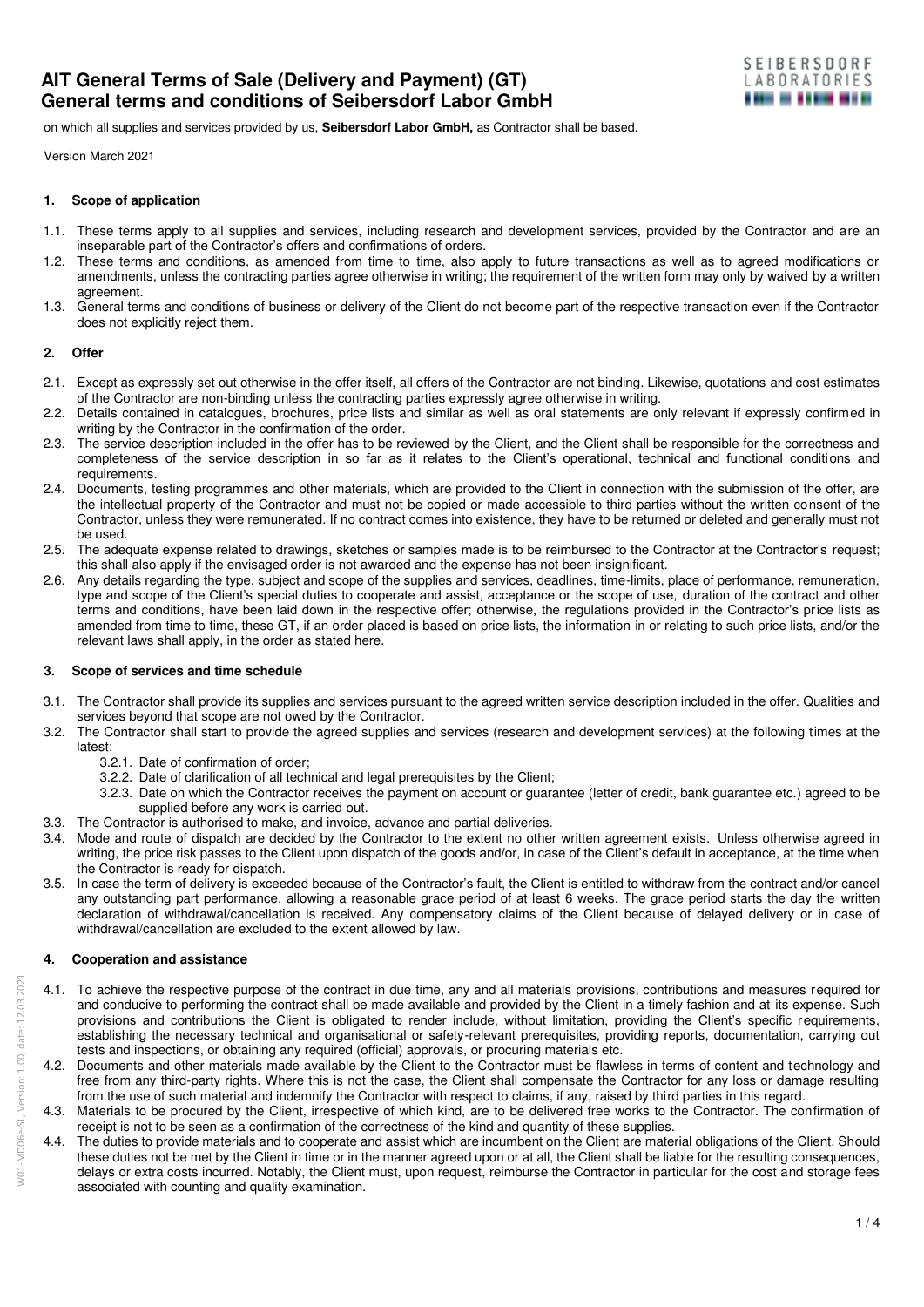# AIT General Terms of Sale (Delivery and Payment) (GT)
# General terms and conditions of Seibersdorf Labor GmbH

on which all supplies and services provided by us, **Seibersdorf Labor GmbH,** as Contractor shall be based.

Version March 2021

## 1. Scope of application

1.1. These terms apply to all supplies and services, including research and development services, provided by the Contractor and are an inseparable part of the Contractor's offers and confirmations of orders.

1.2. These terms and conditions, as amended from time to time, also apply to future transactions as well as to agreed modifications or amendments, unless the contracting parties agree otherwise in writing; the requirement of the written form may only by waived by a written agreement.

1.3. General terms and conditions of business or delivery of the Client do not become part of the respective transaction even if the Contractor does not explicitly reject them.

## 2. Offer

2.1. Except as expressly set out otherwise in the offer itself, all offers of the Contractor are not binding. Likewise, quotations and cost estimates of the Contractor are non-binding unless the contracting parties expressly agree otherwise in writing.

2.2. Details contained in catalogues, brochures, price lists and similar as well as oral statements are only relevant if expressly confirmed in writing by the Contractor in the confirmation of the order.

2.3. The service description included in the offer has to be reviewed by the Client, and the Client shall be responsible for the correctness and completeness of the service description in so far as it relates to the Client's operational, technical and functional conditions and requirements.

2.4. Documents, testing programmes and other materials, which are provided to the Client in connection with the submission of the offer, are the intellectual property of the Contractor and must not be copied or made accessible to third parties without the written consent of the Contractor, unless they were remunerated. If no contract comes into existence, they have to be returned or deleted and generally must not be used.

2.5. The adequate expense related to drawings, sketches or samples made is to be reimbursed to the Contractor at the Contractor's request; this shall also apply if the envisaged order is not awarded and the expense has not been insignificant.

2.6. Any details regarding the type, subject and scope of the supplies and services, deadlines, time-limits, place of performance, remuneration, type and scope of the Client's special duties to cooperate and assist, acceptance or the scope of use, duration of the contract and other terms and conditions, have been laid down in the respective offer; otherwise, the regulations provided in the Contractor's price lists as amended from time to time, these GT, if an order placed is based on price lists, the information in or relating to such price lists, and/or the relevant laws shall apply, in the order as stated here.

## 3. Scope of services and time schedule

3.1. The Contractor shall provide its supplies and services pursuant to the agreed written service description included in the offer. Qualities and services beyond that scope are not owed by the Contractor.

3.2. The Contractor shall start to provide the agreed supplies and services (research and development services) at the following times at the latest:

   3.2.1. Date of confirmation of order;

   3.2.2. Date of clarification of all technical and legal prerequisites by the Client;

   3.2.3. Date on which the Contractor receives the payment on account or guarantee (letter of credit, bank guarantee etc.) agreed to be supplied before any work is carried out.

3.3. The Contractor is authorised to make, and invoice, advance and partial deliveries.

3.4. Mode and route of dispatch are decided by the Contractor to the extent no other written agreement exists. Unless otherwise agreed in writing, the price risk passes to the Client upon dispatch of the goods and/or, in case of the Client's default in acceptance, at the time when the Contractor is ready for dispatch.

3.5. In case the term of delivery is exceeded because of the Contractor's fault, the Client is entitled to withdraw from the contract and/or cancel any outstanding part performance, allowing a reasonable grace period of at least 6 weeks. The grace period starts the day the written declaration of withdrawal/cancellation is received. Any compensatory claims of the Client because of delayed delivery or in case of withdrawal/cancellation are excluded to the extent allowed by law.

## 4. Cooperation and assistance

4.1. To achieve the respective purpose of the contract in due time, any and all materials provisions, contributions and measures required for and conducive to performing the contract shall be made available and provided by the Client in a timely fashion and at its expense. Such provisions and contributions the Client is obligated to render include, without limitation, providing the Client's specific requirements, establishing the necessary technical and organisational or safety-relevant prerequisites, providing reports, documentation, carrying out tests and inspections, or obtaining any required (official) approvals, or procuring materials etc.

4.2. Documents and other materials made available by the Client to the Contractor must be flawless in terms of content and technology and free from any third-party rights. Where this is not the case, the Client shall compensate the Contractor for any loss or damage resulting from the use of such material and indemnify the Contractor with respect to claims, if any, raised by third parties in this regard.

4.3. Materials to be procured by the Client, irrespective of which kind, are to be delivered free works to the Contractor. The confirmation of receipt is not to be seen as a confirmation of the correctness of the kind and quantity of these supplies.

4.4. The duties to provide materials and to cooperate and assist which are incumbent on the Client are material obligations of the Client. Should these duties not be met by the Client in time or in the manner agreed upon or at all, the Client shall be liable for the resulting consequences, delays or extra costs incurred. Notably, the Client must, upon request, reimburse the Contractor in particular for the cost and storage fees associated with counting and quality examination.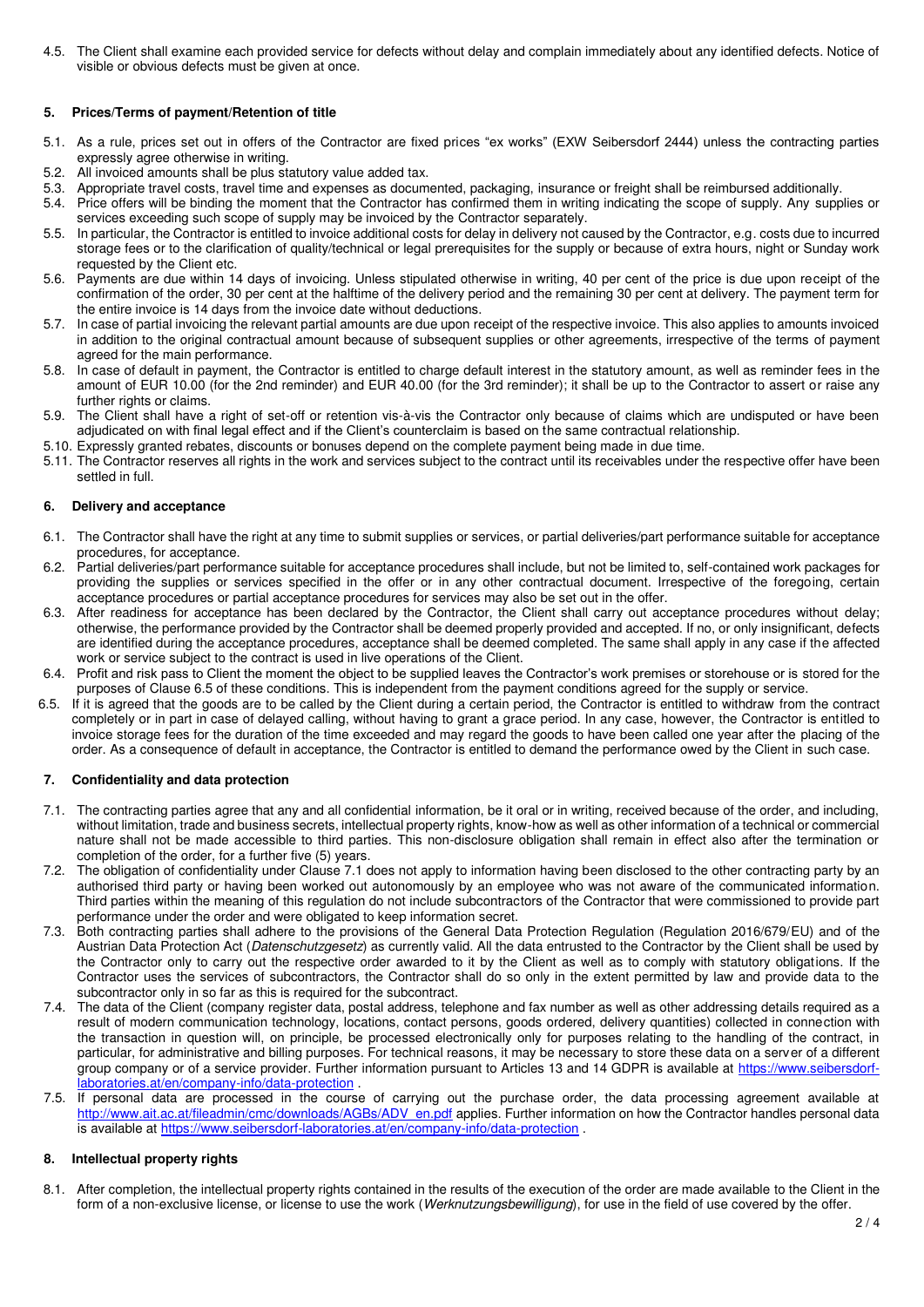4.5. The Client shall examine each provided service for defects without delay and complain immediately about any identified defects. Notice of visible or obvious defects must be given at once.

## 5. Prices/Terms of payment/Retention of title

5.1. As a rule, prices set out in offers of the Contractor are fixed prices “ex works” (EXW Seibersdorf 2444) unless the contracting parties expressly agree otherwise in writing.

5.2. All invoiced amounts shall be plus statutory value added tax.

5.3. Appropriate travel costs, travel time and expenses as documented, packaging, insurance or freight shall be reimbursed additionally.

5.4. Price offers will be binding the moment that the Contractor has confirmed them in writing indicating the scope of supply. Any supplies or services exceeding such scope of supply may be invoiced by the Contractor separately.

5.5. In particular, the Contractor is entitled to invoice additional costs for delay in delivery not caused by the Contractor, e.g. costs due to incurred storage fees or to the clarification of quality/technical or legal prerequisites for the supply or because of extra hours, night or Sunday work requested by the Client etc.

5.6. Payments are due within 14 days of invoicing. Unless stipulated otherwise in writing, 40 per cent of the price is due upon receipt of the confirmation of the order, 30 per cent at the halftime of the delivery period and the remaining 30 per cent at delivery. The payment term for the entire invoice is 14 days from the invoice date without deductions.

5.7. In case of partial invoicing the relevant partial amounts are due upon receipt of the respective invoice. This also applies to amounts invoiced in addition to the original contractual amount because of subsequent supplies or other agreements, irrespective of the terms of payment agreed for the main performance.

5.8. In case of default in payment, the Contractor is entitled to charge default interest in the statutory amount, as well as reminder fees in the amount of EUR 10.00 (for the 2nd reminder) and EUR 40.00 (for the 3rd reminder); it shall be up to the Contractor to assert or raise any further rights or claims.

5.9. The Client shall have a right of set-off or retention vis-à-vis the Contractor only because of claims which are undisputed or have been adjudicated on with final legal effect and if the Client’s counterclaim is based on the same contractual relationship.

5.10. Expressly granted rebates, discounts or bonuses depend on the complete payment being made in due time.

5.11. The Contractor reserves all rights in the work and services subject to the contract until its receivables under the respective offer have been settled in full.

## 6. Delivery and acceptance

6.1. The Contractor shall have the right at any time to submit supplies or services, or partial deliveries/part performance suitable for acceptance procedures, for acceptance.

6.2. Partial deliveries/part performance suitable for acceptance procedures shall include, but not be limited to, self-contained work packages for providing the supplies or services specified in the offer or in any other contractual document. Irrespective of the foregoing, certain acceptance procedures or partial acceptance procedures for services may also be set out in the offer.

6.3. After readiness for acceptance has been declared by the Contractor, the Client shall carry out acceptance procedures without delay; otherwise, the performance provided by the Contractor shall be deemed properly provided and accepted. If no, or only insignificant, defects are identified during the acceptance procedures, acceptance shall be deemed completed. The same shall apply in any case if the affected work or service subject to the contract is used in live operations of the Client.

6.4. Profit and risk pass to Client the moment the object to be supplied leaves the Contractor’s work premises or storehouse or is stored for the purposes of Clause 6.5 of these conditions. This is independent from the payment conditions agreed for the supply or service.

6.5. If it is agreed that the goods are to be called by the Client during a certain period, the Contractor is entitled to withdraw from the contract completely or in part in case of delayed calling, without having to grant a grace period. In any case, however, the Contractor is entitled to invoice storage fees for the duration of the time exceeded and may regard the goods to have been called one year after the placing of the order. As a consequence of default in acceptance, the Contractor is entitled to demand the performance owed by the Client in such case.

## 7. Confidentiality and data protection

7.1. The contracting parties agree that any and all confidential information, be it oral or in writing, received because of the order, and including, without limitation, trade and business secrets, intellectual property rights, know-how as well as other information of a technical or commercial nature shall not be made accessible to third parties. This non-disclosure obligation shall remain in effect also after the termination or completion of the order, for a further five (5) years.

7.2. The obligation of confidentiality under Clause 7.1 does not apply to information having been disclosed to the other contracting party by an authorised third party or having been worked out autonomously by an employee who was not aware of the communicated information. Third parties within the meaning of this regulation do not include subcontractors of the Contractor that were commissioned to provide part performance under the order and were obligated to keep information secret.

7.3. Both contracting parties shall adhere to the provisions of the General Data Protection Regulation (Regulation 2016/679/EU) and of the Austrian Data Protection Act (*Datenschutzgesetz*) as currently valid. All the data entrusted to the Contractor by the Client shall be used by the Contractor only to carry out the respective order awarded to it by the Client as well as to comply with statutory obligations. If the Contractor uses the services of subcontractors, the Contractor shall do so only in the extent permitted by law and provide data to the subcontractor only in so far as this is required for the subcontract.

7.4. The data of the Client (company register data, postal address, telephone and fax number as well as other addressing details required as a result of modern communication technology, locations, contact persons, goods ordered, delivery quantities) collected in connection with the transaction in question will, on principle, be processed electronically only for purposes relating to the handling of the contract, in particular, for administrative and billing purposes. For technical reasons, it may be necessary to store these data on a server of a different group company or of a service provider. Further information pursuant to Articles 13 and 14 GDPR is available at https://www.seibersdorf-laboratories.at/en/company-info/data-protection .

7.5. If personal data are processed in the course of carrying out the purchase order, the data processing agreement available at http://www.ait.ac.at/fileadmin/cmc/downloads/AGBs/ADV_en.pdf applies. Further information on how the Contractor handles personal data is available at https://www.seibersdorf-laboratories.at/en/company-info/data-protection .

## 8. Intellectual property rights

8.1. After completion, the intellectual property rights contained in the results of the execution of the order are made available to the Client in the form of a non-exclusive license, or license to use the work (*Werknutzungsbewilligung*), for use in the field of use covered by the offer.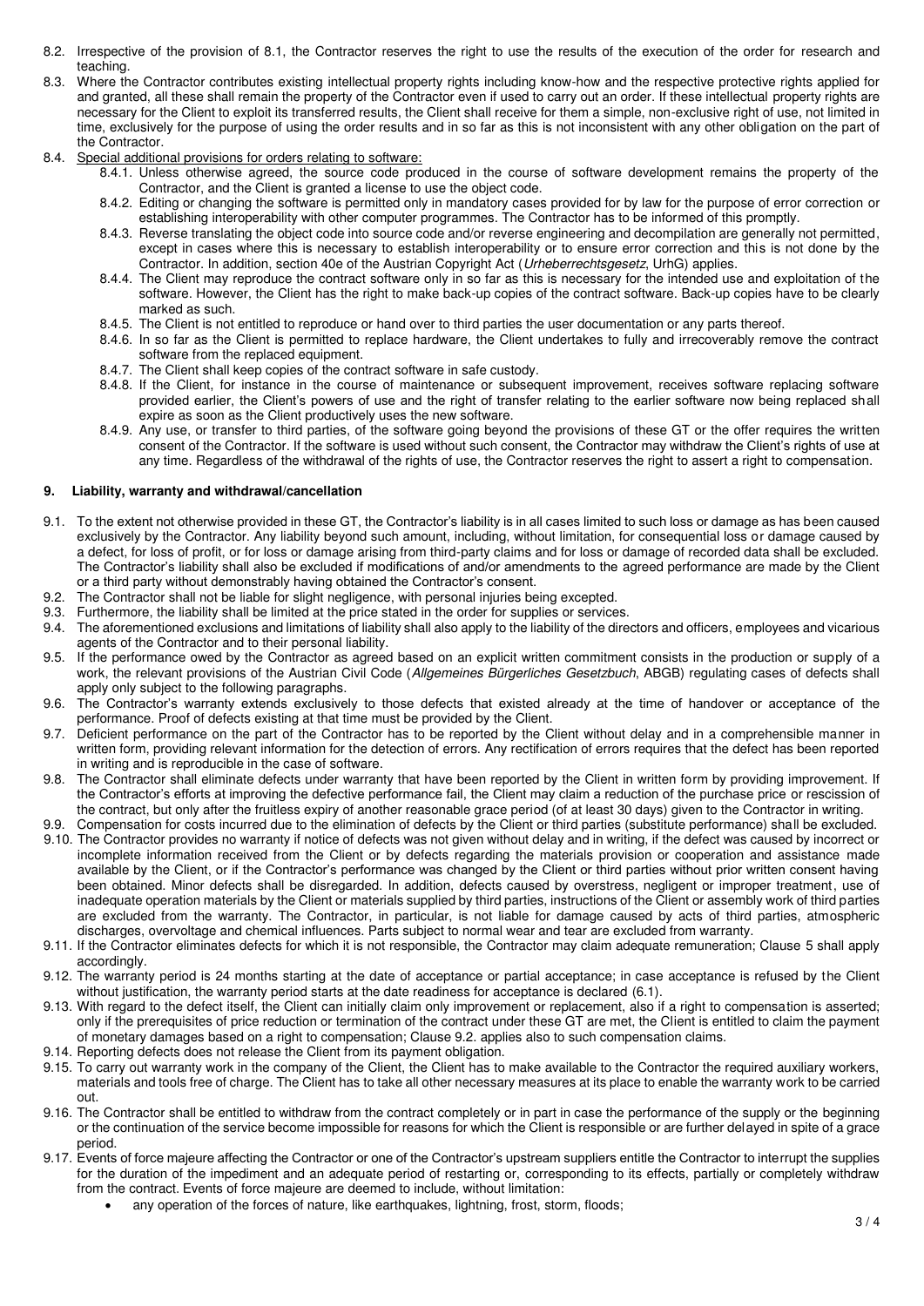8.2. Irrespective of the provision of 8.1, the Contractor reserves the right to use the results of the execution of the order for research and teaching.

8.3. Where the Contractor contributes existing intellectual property rights including know-how and the respective protective rights applied for and granted, all these shall remain the property of the Contractor even if used to carry out an order. If these intellectual property rights are necessary for the Client to exploit its transferred results, the Client shall receive for them a simple, non-exclusive right of use, not limited in time, exclusively for the purpose of using the order results and in so far as this is not inconsistent with any other obligation on the part of the Contractor.

8.4. Special additional provisions for orders relating to software:

8.4.1. Unless otherwise agreed, the source code produced in the course of software development remains the property of the Contractor, and the Client is granted a license to use the object code.

8.4.2. Editing or changing the software is permitted only in mandatory cases provided for by law for the purpose of error correction or establishing interoperability with other computer programmes. The Contractor has to be informed of this promptly.

8.4.3. Reverse translating the object code into source code and/or reverse engineering and decompilation are generally not permitted, except in cases where this is necessary to establish interoperability or to ensure error correction and this is not done by the Contractor. In addition, section 40e of the Austrian Copyright Act (*Urheberrechtsgesetz*, UrhG) applies.

8.4.4. The Client may reproduce the contract software only in so far as this is necessary for the intended use and exploitation of the software. However, the Client has the right to make back-up copies of the contract software. Back-up copies have to be clearly marked as such.

8.4.5. The Client is not entitled to reproduce or hand over to third parties the user documentation or any parts thereof.

8.4.6. In so far as the Client is permitted to replace hardware, the Client undertakes to fully and irrecoverably remove the contract software from the replaced equipment.

8.4.7. The Client shall keep copies of the contract software in safe custody.

8.4.8. If the Client, for instance in the course of maintenance or subsequent improvement, receives software replacing software provided earlier, the Client's powers of use and the right of transfer relating to the earlier software now being replaced shall expire as soon as the Client productively uses the new software.

8.4.9. Any use, or transfer to third parties, of the software going beyond the provisions of these GT or the offer requires the written consent of the Contractor. If the software is used without such consent, the Contractor may withdraw the Client's rights of use at any time. Regardless of the withdrawal of the rights of use, the Contractor reserves the right to assert a right to compensation.

## 9. Liability, warranty and withdrawal/cancellation

9.1. To the extent not otherwise provided in these GT, the Contractor's liability is in all cases limited to such loss or damage as has been caused exclusively by the Contractor. Any liability beyond such amount, including, without limitation, for consequential loss or damage caused by a defect, for loss of profit, or for loss or damage arising from third-party claims and for loss or damage of recorded data shall be excluded. The Contractor's liability shall also be excluded if modifications of and/or amendments to the agreed performance are made by the Client or a third party without demonstrably having obtained the Contractor's consent.

9.2. The Contractor shall not be liable for slight negligence, with personal injuries being excepted.

9.3. Furthermore, the liability shall be limited at the price stated in the order for supplies or services.

9.4. The aforementioned exclusions and limitations of liability shall also apply to the liability of the directors and officers, employees and vicarious agents of the Contractor and to their personal liability.

9.5. If the performance owed by the Contractor as agreed based on an explicit written commitment consists in the production or supply of a work, the relevant provisions of the Austrian Civil Code (*Allgemeines Bürgerliches Gesetzbuch*, ABGB) regulating cases of defects shall apply only subject to the following paragraphs.

9.6. The Contractor's warranty extends exclusively to those defects that existed already at the time of handover or acceptance of the performance. Proof of defects existing at that time must be provided by the Client.

9.7. Deficient performance on the part of the Contractor has to be reported by the Client without delay and in a comprehensible manner in written form, providing relevant information for the detection of errors. Any rectification of errors requires that the defect has been reported in writing and is reproducible in the case of software.

9.8. The Contractor shall eliminate defects under warranty that have been reported by the Client in written form by providing improvement. If the Contractor's efforts at improving the defective performance fail, the Client may claim a reduction of the purchase price or rescission of the contract, but only after the fruitless expiry of another reasonable grace period (of at least 30 days) given to the Contractor in writing.

9.9. Compensation for costs incurred due to the elimination of defects by the Client or third parties (substitute performance) shall be excluded.

9.10. The Contractor provides no warranty if notice of defects was not given without delay and in writing, if the defect was caused by incorrect or incomplete information received from the Client or by defects regarding the materials provision or cooperation and assistance made available by the Client, or if the Contractor's performance was changed by the Client or third parties without prior written consent having been obtained. Minor defects shall be disregarded. In addition, defects caused by overstress, negligent or improper treatment, use of inadequate operation materials by the Client or materials supplied by third parties, instructions of the Client or assembly work of third parties are excluded from the warranty. The Contractor, in particular, is not liable for damage caused by acts of third parties, atmospheric discharges, overvoltage and chemical influences. Parts subject to normal wear and tear are excluded from warranty.

9.11. If the Contractor eliminates defects for which it is not responsible, the Contractor may claim adequate remuneration; Clause 5 shall apply accordingly.

9.12. The warranty period is 24 months starting at the date of acceptance or partial acceptance; in case acceptance is refused by the Client without justification, the warranty period starts at the date readiness for acceptance is declared (6.1).

9.13. With regard to the defect itself, the Client can initially claim only improvement or replacement, also if a right to compensation is asserted; only if the prerequisites of price reduction or termination of the contract under these GT are met, the Client is entitled to claim the payment of monetary damages based on a right to compensation; Clause 9.2. applies also to such compensation claims.

9.14. Reporting defects does not release the Client from its payment obligation.

9.15. To carry out warranty work in the company of the Client, the Client has to make available to the Contractor the required auxiliary workers, materials and tools free of charge. The Client has to take all other necessary measures at its place to enable the warranty work to be carried out.

9.16. The Contractor shall be entitled to withdraw from the contract completely or in part in case the performance of the supply or the beginning or the continuation of the service become impossible for reasons for which the Client is responsible or are further delayed in spite of a grace period.

9.17. Events of force majeure affecting the Contractor or one of the Contractor's upstream suppliers entitle the Contractor to interrupt the supplies for the duration of the impediment and an adequate period of restarting or, corresponding to its effects, partially or completely withdraw from the contract. Events of force majeure are deemed to include, without limitation:

- any operation of the forces of nature, like earthquakes, lightning, frost, storm, floods;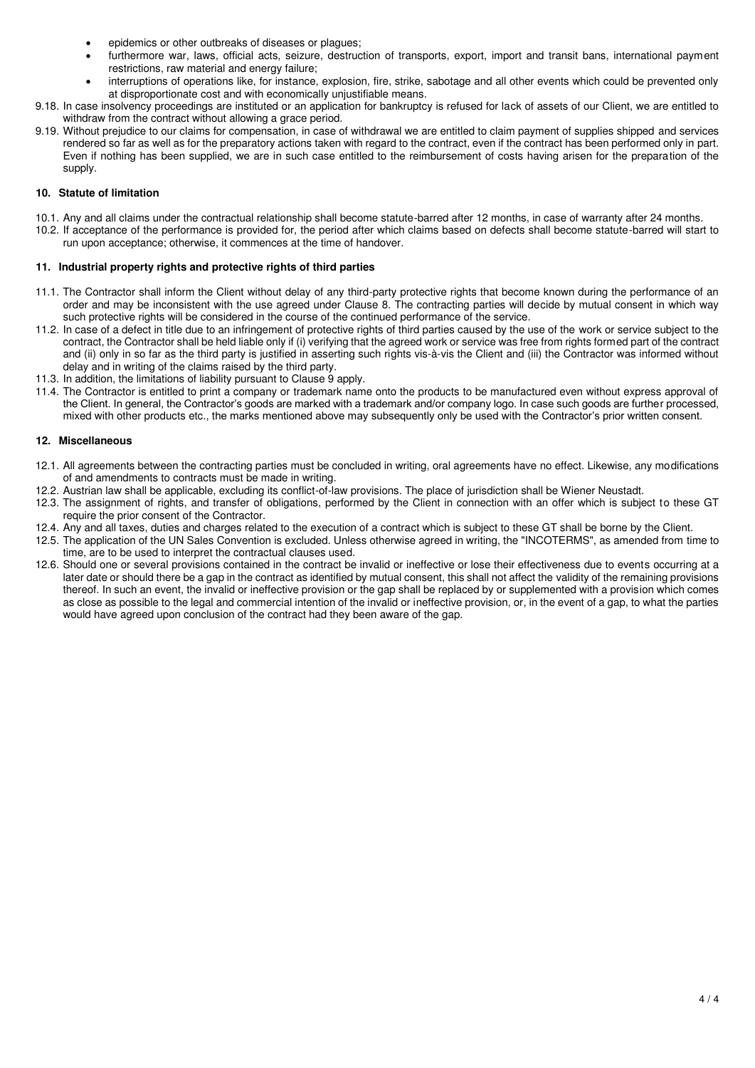- epidemics or other outbreaks of diseases or plagues;
- furthermore war, laws, official acts, seizure, destruction of transports, export, import and transit bans, international payment restrictions, raw material and energy failure;
- interruptions of operations like, for instance, explosion, fire, strike, sabotage and all other events which could be prevented only at disproportionate cost and with economically unjustifiable means.

9.18. In case insolvency proceedings are instituted or an application for bankruptcy is refused for lack of assets of our Client, we are entitled to withdraw from the contract without allowing a grace period.

9.19. Without prejudice to our claims for compensation, in case of withdrawal we are entitled to claim payment of supplies shipped and services rendered so far as well as for the preparatory actions taken with regard to the contract, even if the contract has been performed only in part. Even if nothing has been supplied, we are in such case entitled to the reimbursement of costs having arisen for the preparation of the supply.

### 10. Statute of limitation

10.1. Any and all claims under the contractual relationship shall become statute-barred after 12 months, in case of warranty after 24 months.

10.2. If acceptance of the performance is provided for, the period after which claims based on defects shall become statute-barred will start to run upon acceptance; otherwise, it commences at the time of handover.

### 11. Industrial property rights and protective rights of third parties

11.1. The Contractor shall inform the Client without delay of any third-party protective rights that become known during the performance of an order and may be inconsistent with the use agreed under Clause 8. The contracting parties will decide by mutual consent in which way such protective rights will be considered in the course of the continued performance of the service.

11.2. In case of a defect in title due to an infringement of protective rights of third parties caused by the use of the work or service subject to the contract, the Contractor shall be held liable only if (i) verifying that the agreed work or service was free from rights formed part of the contract and (ii) only in so far as the third party is justified in asserting such rights vis-à-vis the Client and (iii) the Contractor was informed without delay and in writing of the claims raised by the third party.

11.3. In addition, the limitations of liability pursuant to Clause 9 apply.

11.4. The Contractor is entitled to print a company or trademark name onto the products to be manufactured even without express approval of the Client. In general, the Contractor's goods are marked with a trademark and/or company logo. In case such goods are further processed, mixed with other products etc., the marks mentioned above may subsequently only be used with the Contractor's prior written consent.

### 12. Miscellaneous

12.1. All agreements between the contracting parties must be concluded in writing, oral agreements have no effect. Likewise, any modifications of and amendments to contracts must be made in writing.

12.2. Austrian law shall be applicable, excluding its conflict-of-law provisions. The place of jurisdiction shall be Wiener Neustadt.

12.3. The assignment of rights, and transfer of obligations, performed by the Client in connection with an offer which is subject to these GT require the prior consent of the Contractor.

12.4. Any and all taxes, duties and charges related to the execution of a contract which is subject to these GT shall be borne by the Client.

12.5. The application of the UN Sales Convention is excluded. Unless otherwise agreed in writing, the "INCOTERMS", as amended from time to time, are to be used to interpret the contractual clauses used.

12.6. Should one or several provisions contained in the contract be invalid or ineffective or lose their effectiveness due to events occurring at a later date or should there be a gap in the contract as identified by mutual consent, this shall not affect the validity of the remaining provisions thereof. In such an event, the invalid or ineffective provision or the gap shall be replaced by or supplemented with a provision which comes as close as possible to the legal and commercial intention of the invalid or ineffective provision, or, in the event of a gap, to what the parties would have agreed upon conclusion of the contract had they been aware of the gap.